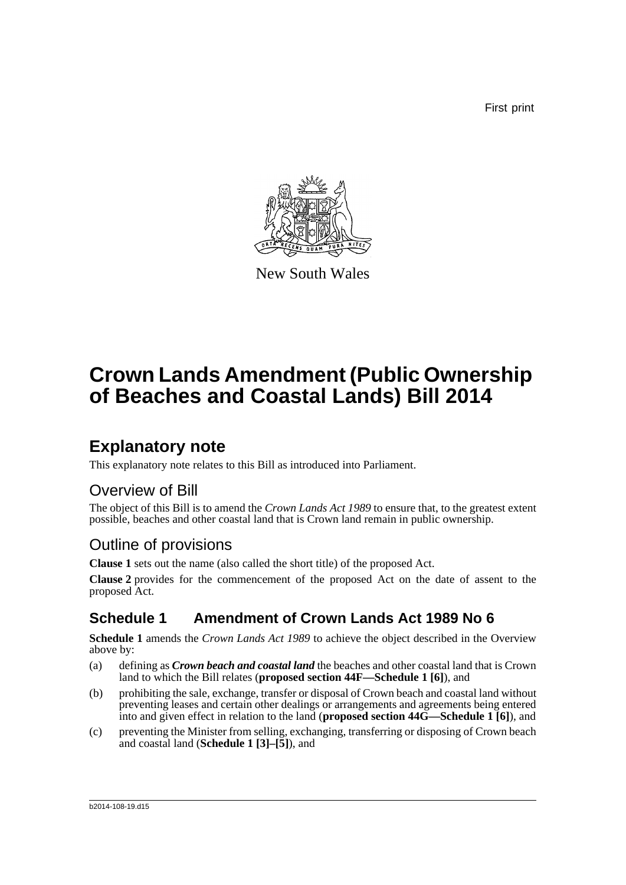First print

New South Wales

# Crown Lands Amendment (Public Ownership of Beaches and Coastal Lands) Bill 2014

## Explanatory note

This explanatory note relates to this Bill as introduced into Parliament.

### Overview of Bill

The object of this Bill is to amend the *Crown Lands Act 1989* to ensure that, to the greatest extent possible, beaches and other coastal land that is Crown land remain in public ownership.

### Outline of provisions

**Clause 1** sets out the name (also called the short title) of the proposed Act.

**Clause 2** provides for the commencement of the proposed Act on the date of assent to the proposed Act.

### Schedule 1 Amendment of Crown Lands Act 1989 No 6

**Schedule 1** amends the *Crown Lands Act 1989* to achieve the object described in the Overview above by:

(a) defining as ***Crown beach and coastal land*** the beaches and other coastal land that is Crown land to which the Bill relates (**proposed section 44F—Schedule 1 [6]**), and

(b) prohibiting the sale, exchange, transfer or disposal of Crown beach and coastal land without preventing leases and certain other dealings or arrangements and agreements being entered into and given effect in relation to the land (**proposed section 44G—Schedule 1 [6]**), and

(c) preventing the Minister from selling, exchanging, transferring or disposing of Crown beach and coastal land (**Schedule 1 [3]–[5]**), and

b2014-108-19.d15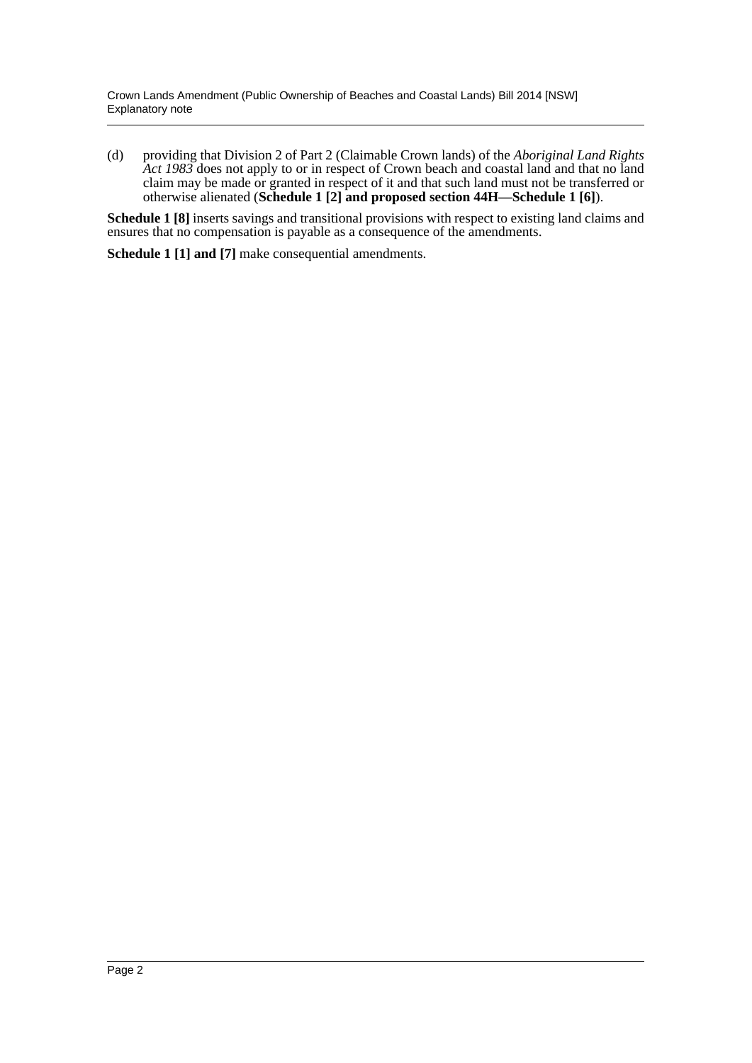(d) providing that Division 2 of Part 2 (Claimable Crown lands) of the *Aboriginal Land Rights Act 1983* does not apply to or in respect of Crown beach and coastal land and that no land claim may be made or granted in respect of it and that such land must not be transferred or otherwise alienated (**Schedule 1 [2] and proposed section 44H—Schedule 1 [6]**).

**Schedule 1 [8]** inserts savings and transitional provisions with respect to existing land claims and ensures that no compensation is payable as a consequence of the amendments.

**Schedule 1 [1] and [7]** make consequential amendments.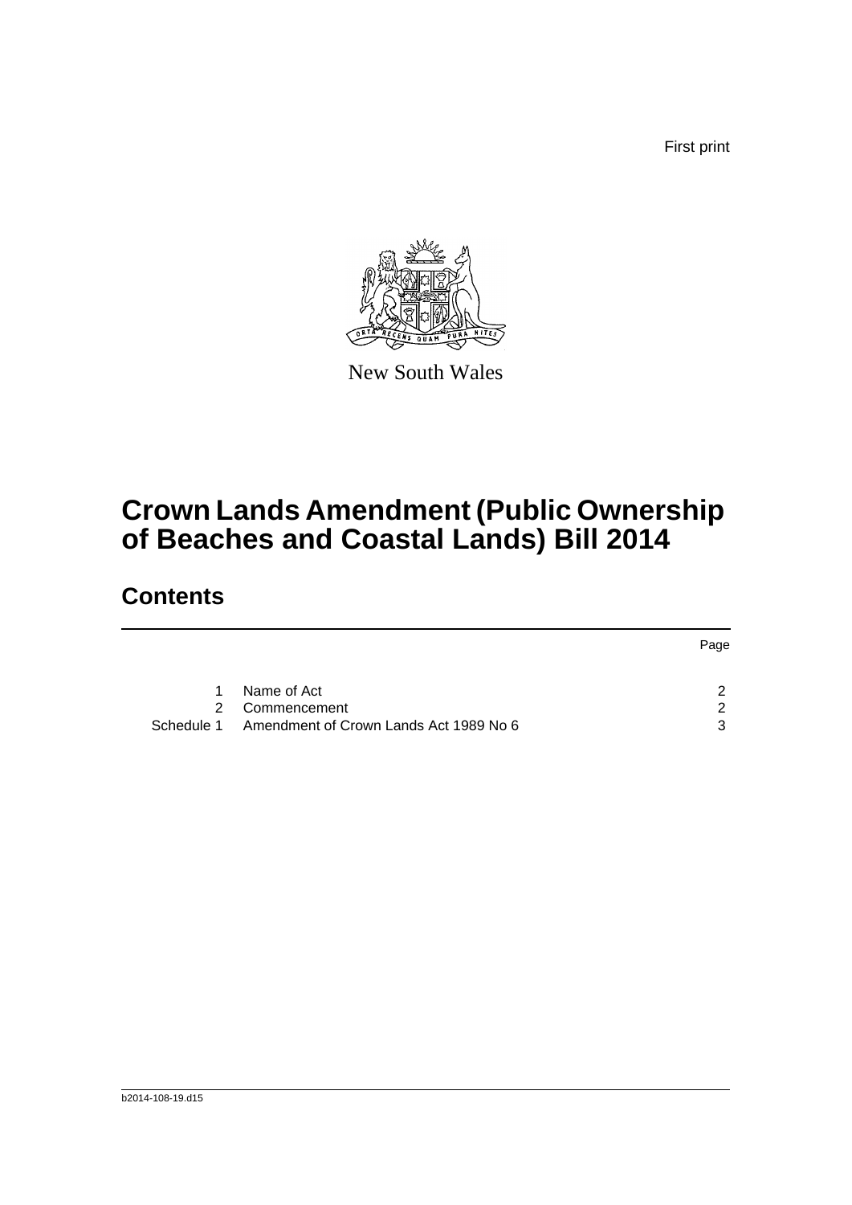First print

New South Wales

# Crown Lands Amendment (Public Ownership of Beaches and Coastal Lands) Bill 2014

## Contents

| | | Page |
|---|---|---|
| 1 | Name of Act | 2 |
| 2 | Commencement | 2 |
| Schedule 1 | Amendment of Crown Lands Act 1989 No 6 | 3 |

b2014-108-19.d15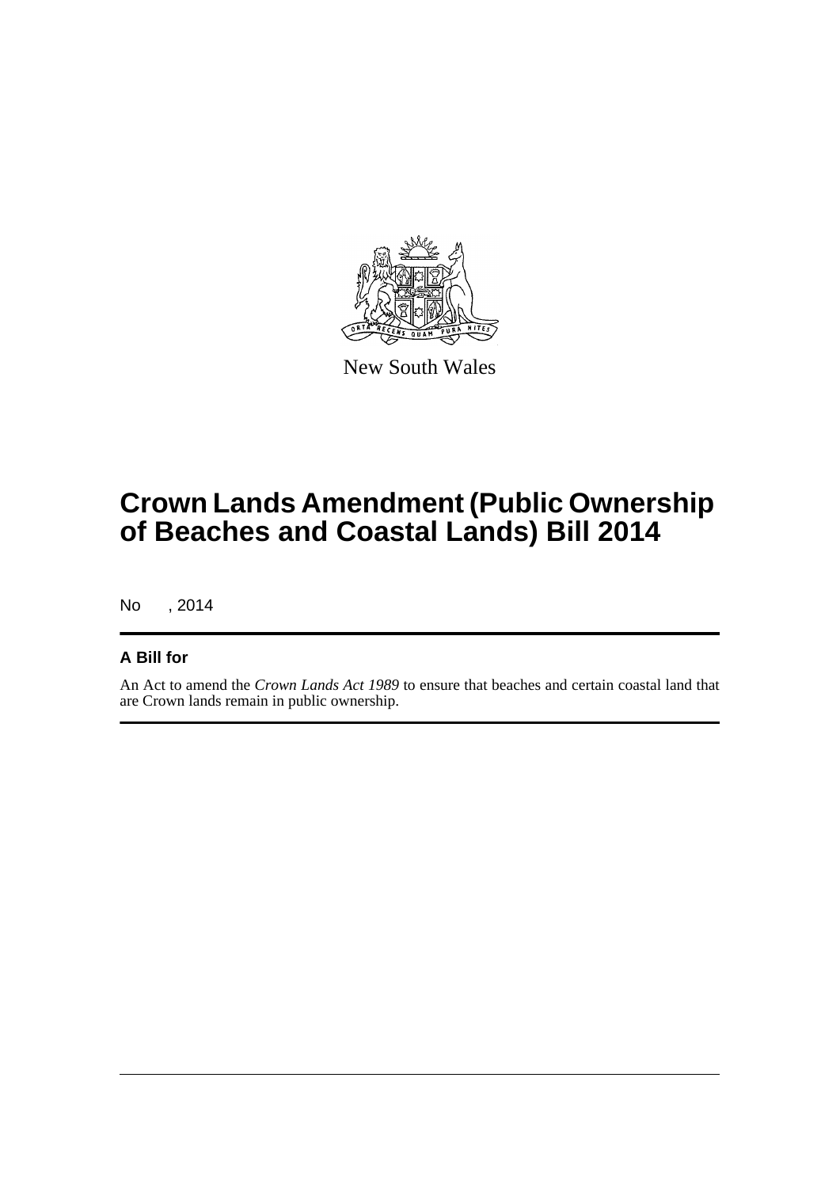New South Wales

# Crown Lands Amendment (Public Ownership of Beaches and Coastal Lands) Bill 2014

No , 2014

## A Bill for

An Act to amend the *Crown Lands Act 1989* to ensure that beaches and certain coastal land that are Crown lands remain in public ownership.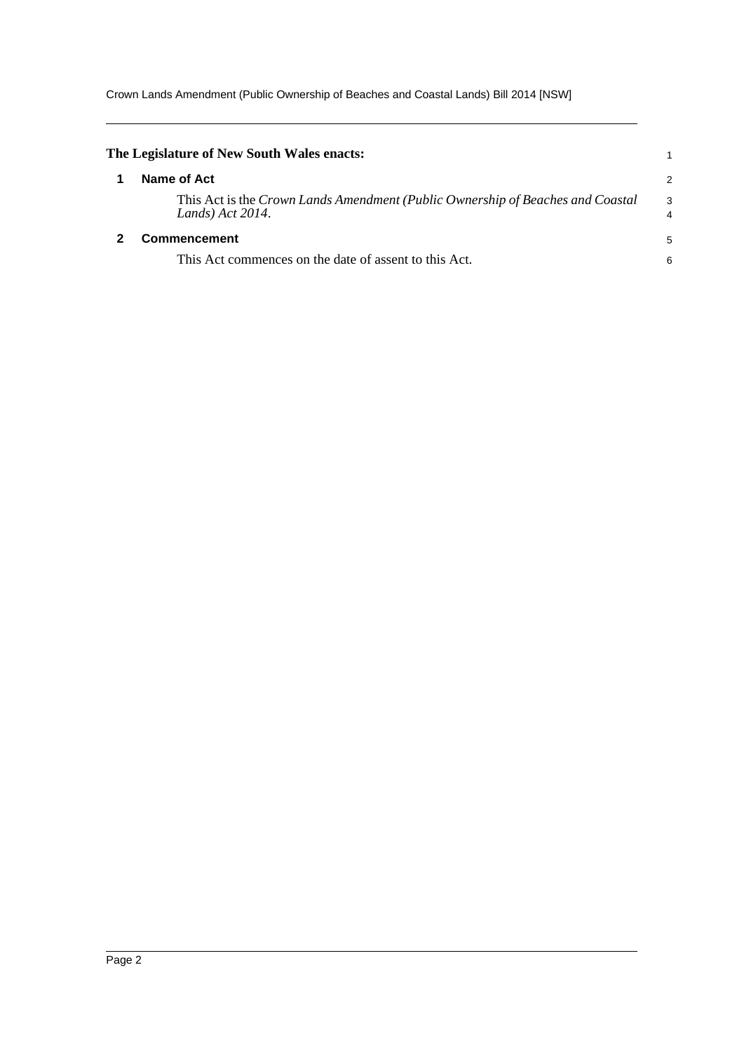**The Legislature of New South Wales enacts:**

## 1 Name of Act

This Act is the *Crown Lands Amendment (Public Ownership of Beaches and Coastal Lands) Act 2014*.

## 2 Commencement

This Act commences on the date of assent to this Act.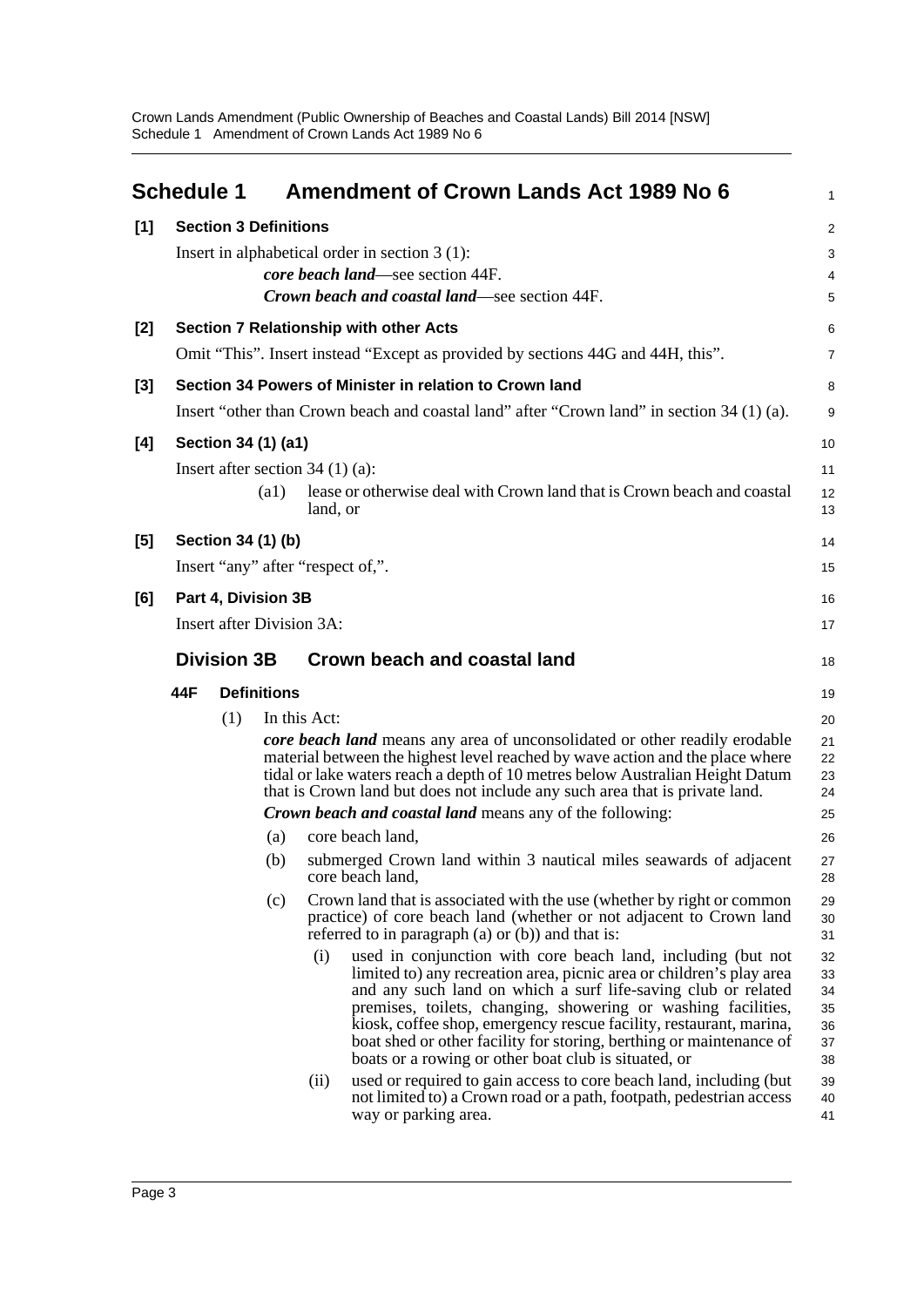## Schedule 1 Amendment of Crown Lands Act 1989 No 6

**[1] Section 3 Definitions**

Insert in alphabetical order in section 3 (1):

***core beach land***—see section 44F.

***Crown beach and coastal land***—see section 44F.

**[2] Section 7 Relationship with other Acts**

Omit "This". Insert instead "Except as provided by sections 44G and 44H, this".

**[3] Section 34 Powers of Minister in relation to Crown land**

Insert "other than Crown beach and coastal land" after "Crown land" in section 34 (1) (a).

**[4] Section 34 (1) (a1)**

Insert after section 34 (1) (a):

(a1) lease or otherwise deal with Crown land that is Crown beach and coastal land, or

**[5] Section 34 (1) (b)**

Insert "any" after "respect of,".

**[6] Part 4, Division 3B**

Insert after Division 3A:

### Division 3B Crown beach and coastal land

#### 44F Definitions

(1) In this Act:

***core beach land*** means any area of unconsolidated or other readily erodable material between the highest level reached by wave action and the place where tidal or lake waters reach a depth of 10 metres below Australian Height Datum that is Crown land but does not include any such area that is private land.

***Crown beach and coastal land*** means any of the following:

(a) core beach land,

(b) submerged Crown land within 3 nautical miles seawards of adjacent core beach land,

(c) Crown land that is associated with the use (whether by right or common practice) of core beach land (whether or not adjacent to Crown land referred to in paragraph (a) or (b)) and that is:

(i) used in conjunction with core beach land, including (but not limited to) any recreation area, picnic area or children's play area and any such land on which a surf life-saving club or related premises, toilets, changing, showering or washing facilities, kiosk, coffee shop, emergency rescue facility, restaurant, marina, boat shed or other facility for storing, berthing or maintenance of boats or a rowing or other boat club is situated, or

(ii) used or required to gain access to core beach land, including (but not limited to) a Crown road or a path, footpath, pedestrian access way or parking area.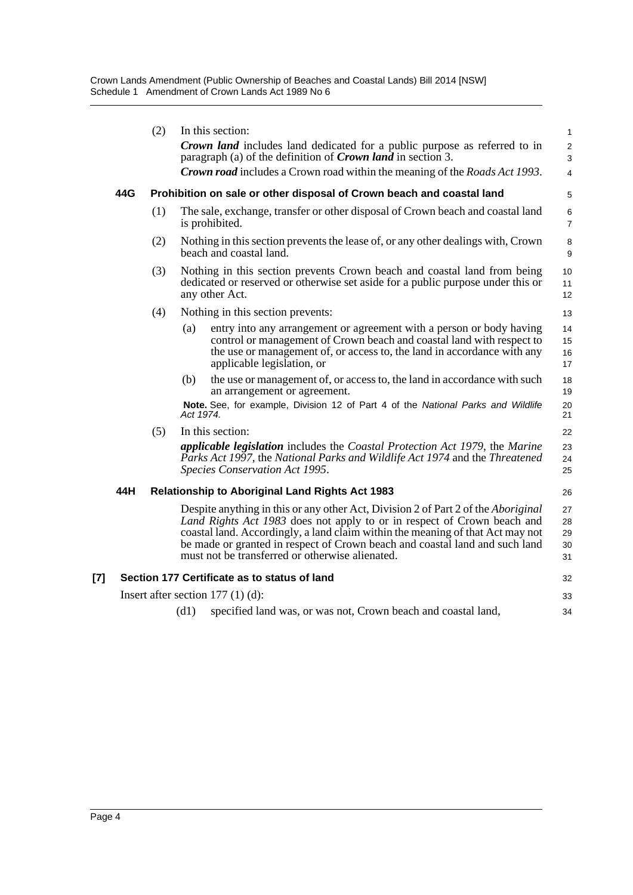(2) In this section:

***Crown land*** includes land dedicated for a public purpose as referred to in paragraph (a) of the definition of ***Crown land*** in section 3.

***Crown road*** includes a Crown road within the meaning of the *Roads Act 1993*.

### 44G Prohibition on sale or other disposal of Crown beach and coastal land

(1) The sale, exchange, transfer or other disposal of Crown beach and coastal land is prohibited.

(2) Nothing in this section prevents the lease of, or any other dealings with, Crown beach and coastal land.

(3) Nothing in this section prevents Crown beach and coastal land from being dedicated or reserved or otherwise set aside for a public purpose under this or any other Act.

(4) Nothing in this section prevents:

- (a) entry into any arrangement or agreement with a person or body having control or management of Crown beach and coastal land with respect to the use or management of, or access to, the land in accordance with any applicable legislation, or
- (b) the use or management of, or access to, the land in accordance with such an arrangement or agreement.

**Note.** See, for example, Division 12 of Part 4 of the *National Parks and Wildlife Act 1974*.

(5) In this section:

***applicable legislation*** includes the *Coastal Protection Act 1979*, the *Marine Parks Act 1997*, the *National Parks and Wildlife Act 1974* and the *Threatened Species Conservation Act 1995*.

### 44H Relationship to Aboriginal Land Rights Act 1983

Despite anything in this or any other Act, Division 2 of Part 2 of the *Aboriginal Land Rights Act 1983* does not apply to or in respect of Crown beach and coastal land. Accordingly, a land claim within the meaning of that Act may not be made or granted in respect of Crown beach and coastal land and such land must not be transferred or otherwise alienated.

## [7] Section 177 Certificate as to status of land

Insert after section 177 (1) (d):

(d1) specified land was, or was not, Crown beach and coastal land,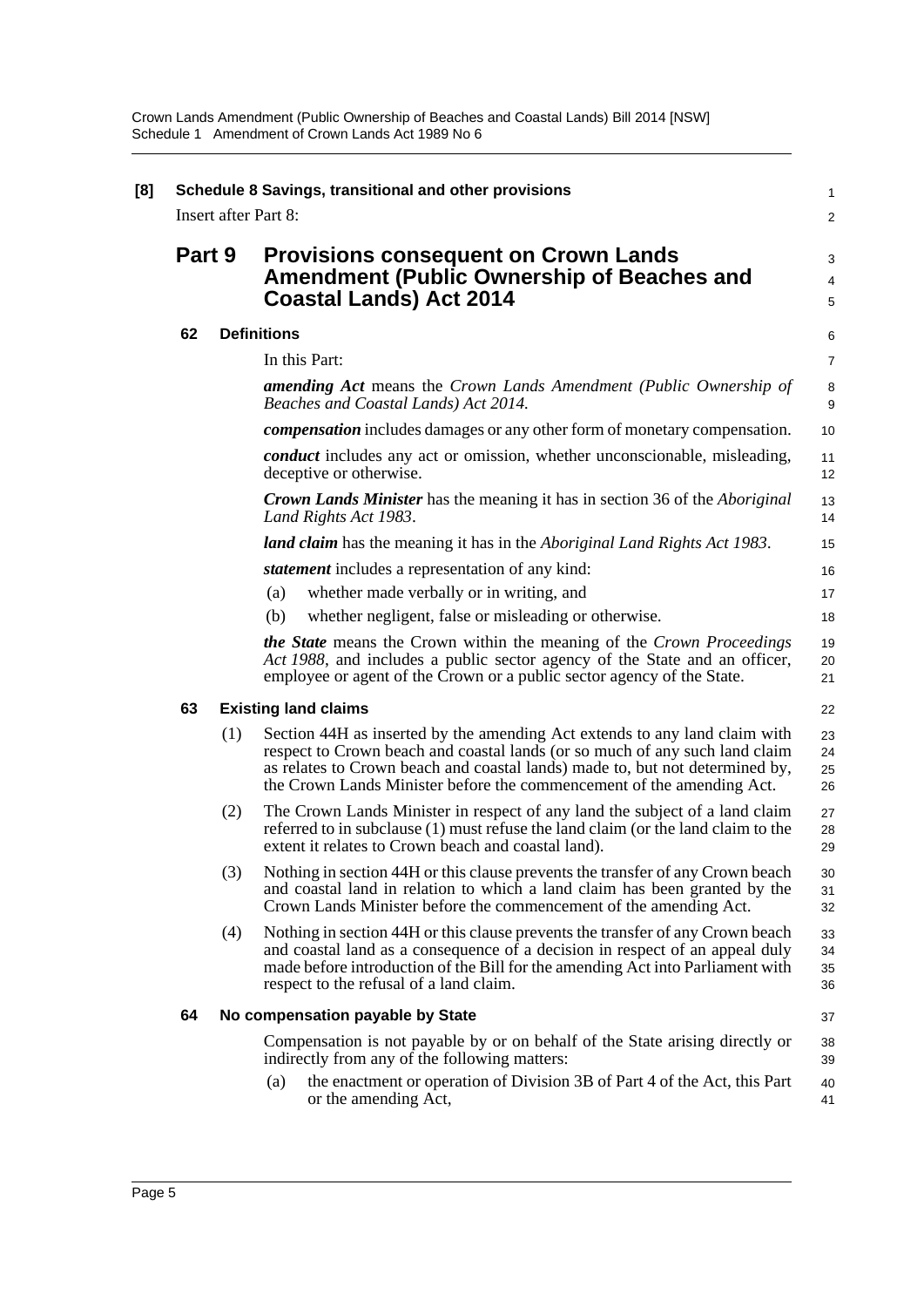**[8] Schedule 8 Savings, transitional and other provisions**

Insert after Part 8:

## Part 9 Provisions consequent on Crown Lands Amendment (Public Ownership of Beaches and Coastal Lands) Act 2014

### 62 Definitions

In this Part:

***amending Act*** means the *Crown Lands Amendment (Public Ownership of Beaches and Coastal Lands) Act 2014.*

***compensation*** includes damages or any other form of monetary compensation.

***conduct*** includes any act or omission, whether unconscionable, misleading, deceptive or otherwise.

***Crown Lands Minister*** has the meaning it has in section 36 of the *Aboriginal Land Rights Act 1983*.

***land claim*** has the meaning it has in the *Aboriginal Land Rights Act 1983*.

***statement*** includes a representation of any kind:

(a) whether made verbally or in writing, and

(b) whether negligent, false or misleading or otherwise.

***the State*** means the Crown within the meaning of the *Crown Proceedings Act 1988*, and includes a public sector agency of the State and an officer, employee or agent of the Crown or a public sector agency of the State.

### 63 Existing land claims

(1) Section 44H as inserted by the amending Act extends to any land claim with respect to Crown beach and coastal lands (or so much of any such land claim as relates to Crown beach and coastal lands) made to, but not determined by, the Crown Lands Minister before the commencement of the amending Act.

(2) The Crown Lands Minister in respect of any land the subject of a land claim referred to in subclause (1) must refuse the land claim (or the land claim to the extent it relates to Crown beach and coastal land).

(3) Nothing in section 44H or this clause prevents the transfer of any Crown beach and coastal land in relation to which a land claim has been granted by the Crown Lands Minister before the commencement of the amending Act.

(4) Nothing in section 44H or this clause prevents the transfer of any Crown beach and coastal land as a consequence of a decision in respect of an appeal duly made before introduction of the Bill for the amending Act into Parliament with respect to the refusal of a land claim.

### 64 No compensation payable by State

Compensation is not payable by or on behalf of the State arising directly or indirectly from any of the following matters:

(a) the enactment or operation of Division 3B of Part 4 of the Act, this Part or the amending Act,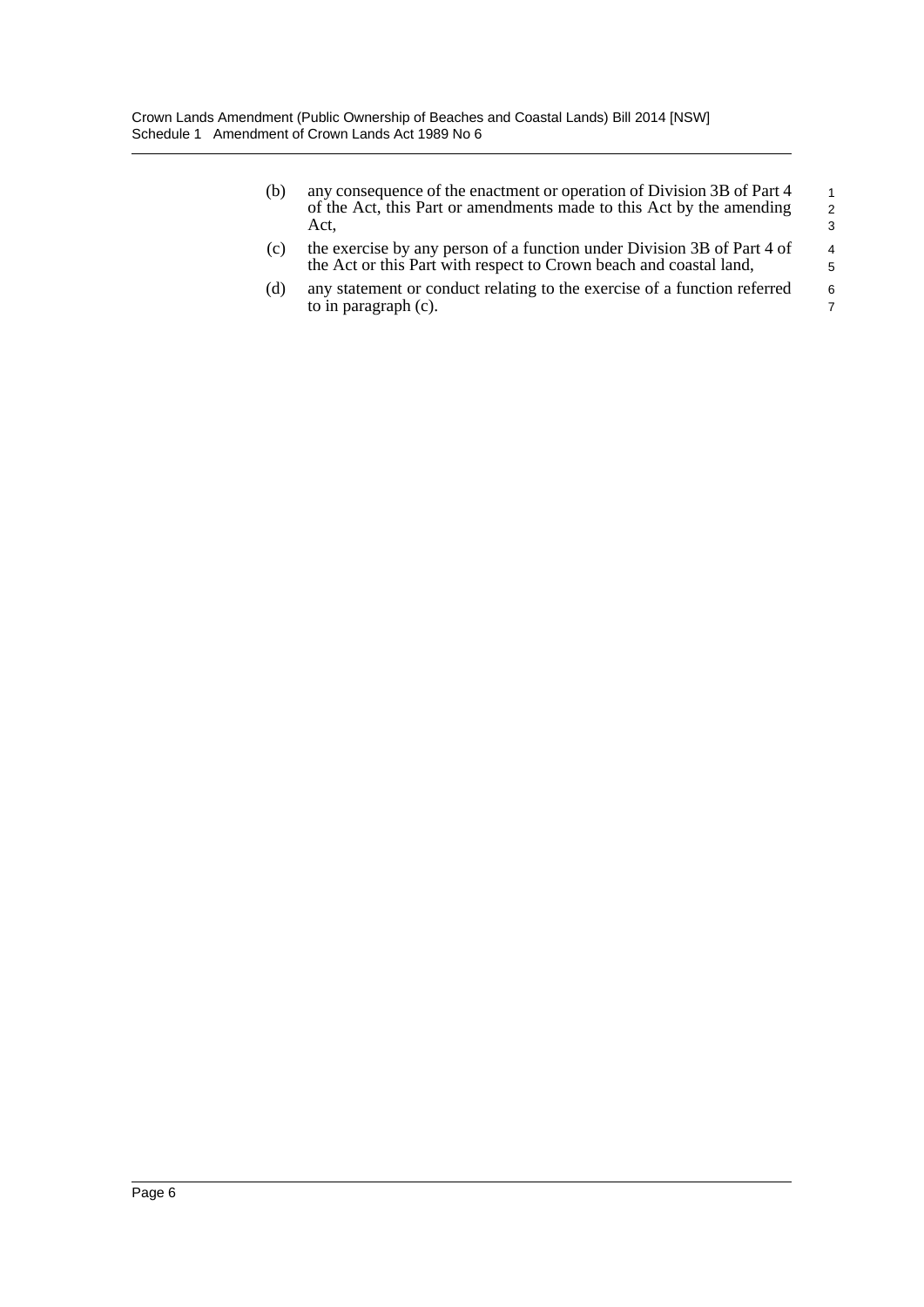(b) any consequence of the enactment or operation of Division 3B of Part 4 of the Act, this Part or amendments made to this Act by the amending Act,

(c) the exercise by any person of a function under Division 3B of Part 4 of the Act or this Part with respect to Crown beach and coastal land,

(d) any statement or conduct relating to the exercise of a function referred to in paragraph (c).